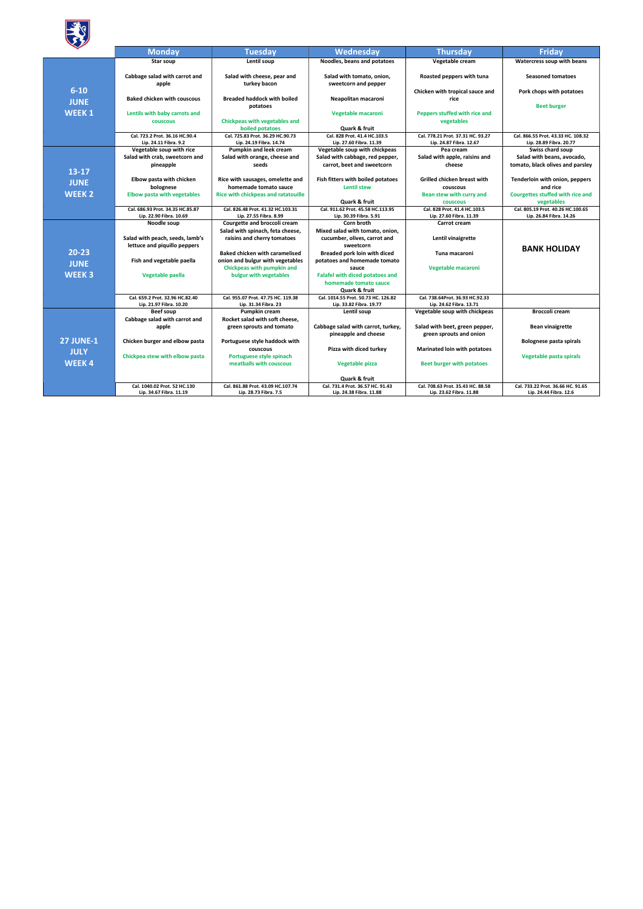| | Monday | Tuesday | Wednesday | Thursday | Friday |
|---|---|---|---|---|---|
| **6-10 JUNE WEEK 1** | Star soup<br><br>Cabbage salad with carrot and apple<br><br>Baked chicken with couscous<br><br>Lentils with baby carrots and couscous | Lentil soup<br><br>Salad with cheese, pear and turkey bacon<br><br>Breaded haddock with boiled potatoes<br><br>Chickpeas with vegetables and boiled potatoes | Noodles, beans and potatoes<br><br>Salad with tomato, onion, sweetcorn and pepper<br><br>Neapolitan macaroni<br><br>Vegetable macaroni<br><br>Quark & fruit | Vegetable cream<br><br>Roasted peppers with tuna<br><br>Chicken with tropical sauce and rice<br><br>Peppers stuffed with rice and vegetables | Watercress soup with beans<br><br>Seasoned tomatoes<br><br>Pork chops with potatoes<br><br>Beet burger |
| | Cal. 723.2 Prot. 36.16 HC.90.4<br>Lip. 24.11 Fibra. 9.2 | Cal. 725.83 Prot. 36.29 HC.90.73<br>Lip. 24.19 Fibra. 14.74 | Cal. 828 Prot. 41.4 HC.103.5<br>Lip. 27.60 Fibra. 11.39 | Cal. 778.21 Prot. 37.31 HC. 93.27<br>Lip. 24.87 Fibra. 12.67 | Cal. 866.55 Prot. 43.33 HC. 108.32<br>Lip. 28.89 Fibra. 20.77 |
| **13-17 JUNE WEEK 2** | Vegetable soup with rice<br>Salad with crab, sweetcorn and pineapple<br><br>Elbow pasta with chicken bolognese<br>Elbow pasta with vegetables | Pumpkin and leek cream<br>Salad with orange, cheese and seeds<br><br>Rice with sausages, omelette and homemade tomato sauce<br>Rice with chickpeas and ratatouille | Vegetable soup with chickpeas<br>Salad with cabbage, red pepper, carrot, beet and sweetcorn<br><br>Fish fitters with boiled potatoes<br>Lentil stew<br><br>Quark & fruit | Pea cream<br>Salad with apple, raisins and cheese<br><br>Grilled chicken breast with couscous<br>Bean stew with curry and couscous | Swiss chard soup<br>Salad with beans, avocado, tomato, black olives and parsley<br><br>Tenderloin with onion, peppers and rice<br>Courgettes stuffed with rice and vegetables |
| | Cal. 686.93 Prot. 34.35 HC.85.87<br>Lip. 22.90 Fibra. 10.69 | Cal. 826.48 Prot. 41.32 HC.103.31<br>Lip. 27.55 Fibra. 8.99 | Cal. 911.62 Prot. 45.58 HC.113.95<br>Lip. 30.39 Fibra. 5.91 | Cal. 828 Prot. 41.4 HC.103.5<br>Lip. 27.60 Fibra. 11.39 | Cal. 805.19 Prot. 40.26 HC.100.65<br>Lip. 26.84 Fibra. 14.26 |
| **20-23 JUNE WEEK 3** | Noodle soup<br><br>Salad with peach, seeds, lamb's lettuce and piquillo peppers<br><br>Fish and vegetable paella<br><br>Vegetable paella | Courgette and broccoli cream<br>Salad with spinach, feta cheese, raisins and cherry tomatoes<br><br>Baked chicken with caramelised onion and bulgur with vegetables<br>Chickpeas with pumpkin and bulgur with vegetables | Corn broth<br>Mixed salad with tomato, onion, cucumber, olives, carrot and sweetcorn<br>Breaded pork loin with diced potatoes and homemade tomato sauce<br>Falafel with diced potatoes and homemade tomato sauce<br>Quark & fruit | Carrot cream<br><br>Lentil vinaigrette<br><br>Tuna macaroni<br><br>Vegetable macaroni | **BANK HOLIDAY** |
| | Cal. 659.2 Prot. 32.96 HC.82.40<br>Lip. 21.97 Fibra. 10.20 | Cal. 955.07 Prot. 47.75 HC. 119.38<br>Lip. 31.34 Fibra. 23 | Cal. 1014.55 Prot. 50.73 HC. 126.82<br>Lip. 33.82 Fibra. 19.77 | Cal. 738.64Prot. 36.93 HC.92.33<br>Lip. 24.62 Fibra. 13.71 | |
| **27 JUNE-1 JULY WEEK 4** | Beef soup<br>Cabbage salad with carrot and apple<br><br>Chicken burger and elbow pasta<br><br>Chickpea stew with elbow pasta | Pumpkin cream<br>Rocket salad with soft cheese, green sprouts and tomato<br><br>Portuguese style haddock with couscous<br>Portuguese style spinach meatballs with couscous | Lentil soup<br><br>Cabbage salad with carrot, turkey, pineapple and cheese<br><br>Pizza with diced turkey<br><br>Vegetable pizza<br><br>Quark & fruit | Vegetable soup with chickpeas<br><br>Salad with beet, green pepper, green sprouts and onion<br><br>Marinated loin with potatoes<br><br>Beet burger with potatoes | Broccoli cream<br><br>Bean vinaigrette<br><br>Bolognese pasta spirals<br><br>Vegetable pasta spirals |
| | Cal. 1040.02 Prot. 52 HC.130<br>Lip. 34.67 Fibra. 11.19 | Cal. 861.88 Prot. 43.09 HC.107.74<br>Lip. 28.73 Fibra. 7.5 | Cal. 731.4 Prot. 36.57 HC. 91.43<br>Lip. 24.38 Fibra. 11.88 | Cal. 708.63 Prot. 35.43 HC. 88.58<br>Lip. 23.62 Fibra. 11.88 | Cal. 733.22 Prot. 36.66 HC. 91.65<br>Lip. 24.44 Fibra. 12.6 |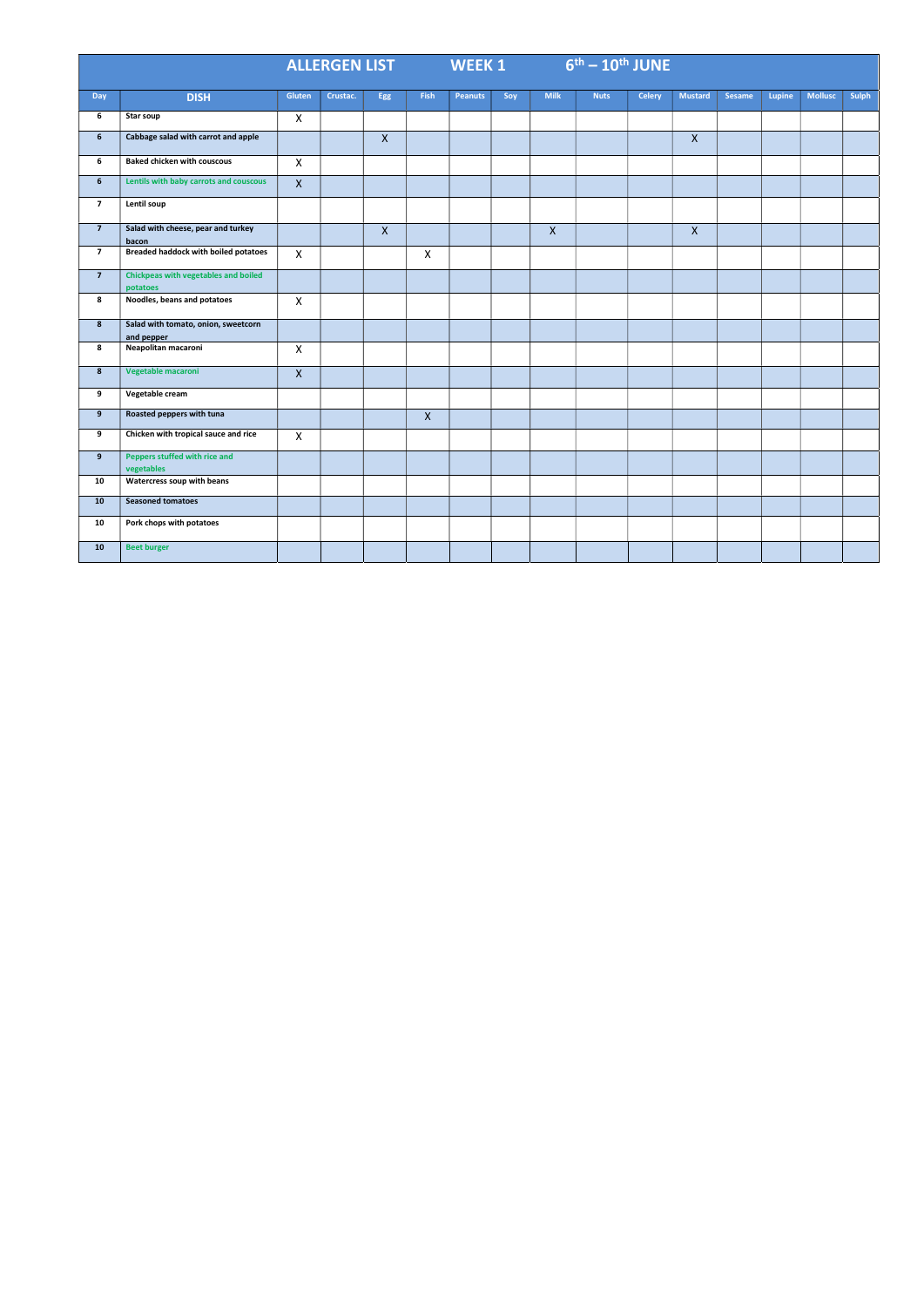# ALLERGEN LIST WEEK 1 6th – 10th JUNE

| Day | DISH | Gluten | Crustac. | Egg | Fish | Peanuts | Soy | Milk | Nuts | Celery | Mustard | Sesame | Lupine | Mollusc | Sulph |
|---|---|---|---|---|---|---|---|---|---|---|---|---|---|---|---|
| 6 | Star soup | X | | | | | | | | | | | | | |
| 6 | Cabbage salad with carrot and apple | | | X | | | | | | | X | | | | |
| 6 | Baked chicken with couscous | X | | | | | | | | | | | | | |
| 6 | Lentils with baby carrots and couscous | X | | | | | | | | | | | | | |
| 7 | Lentil soup | | | | | | | | | | | | | | |
| 7 | Salad with cheese, pear and turkey bacon | | | X | | | | X | | | X | | | | |
| 7 | Breaded haddock with boiled potatoes | X | | | X | | | | | | | | | | |
| 7 | Chickpeas with vegetables and boiled potatoes | | | | | | | | | | | | | | |
| 8 | Noodles, beans and potatoes | X | | | | | | | | | | | | | |
| 8 | Salad with tomato, onion, sweetcorn and pepper | | | | | | | | | | | | | | |
| 8 | Neapolitan macaroni | X | | | | | | | | | | | | | |
| 8 | Vegetable macaroni | X | | | | | | | | | | | | | |
| 9 | Vegetable cream | | | | | | | | | | | | | | |
| 9 | Roasted peppers with tuna | | | | X | | | | | | | | | | |
| 9 | Chicken with tropical sauce and rice | X | | | | | | | | | | | | | |
| 9 | Peppers stuffed with rice and vegetables | | | | | | | | | | | | | | |
| 10 | Watercress soup with beans | | | | | | | | | | | | | | |
| 10 | Seasoned tomatoes | | | | | | | | | | | | | | |
| 10 | Pork chops with potatoes | | | | | | | | | | | | | | |
| 10 | Beet burger | | | | | | | | | | | | | | |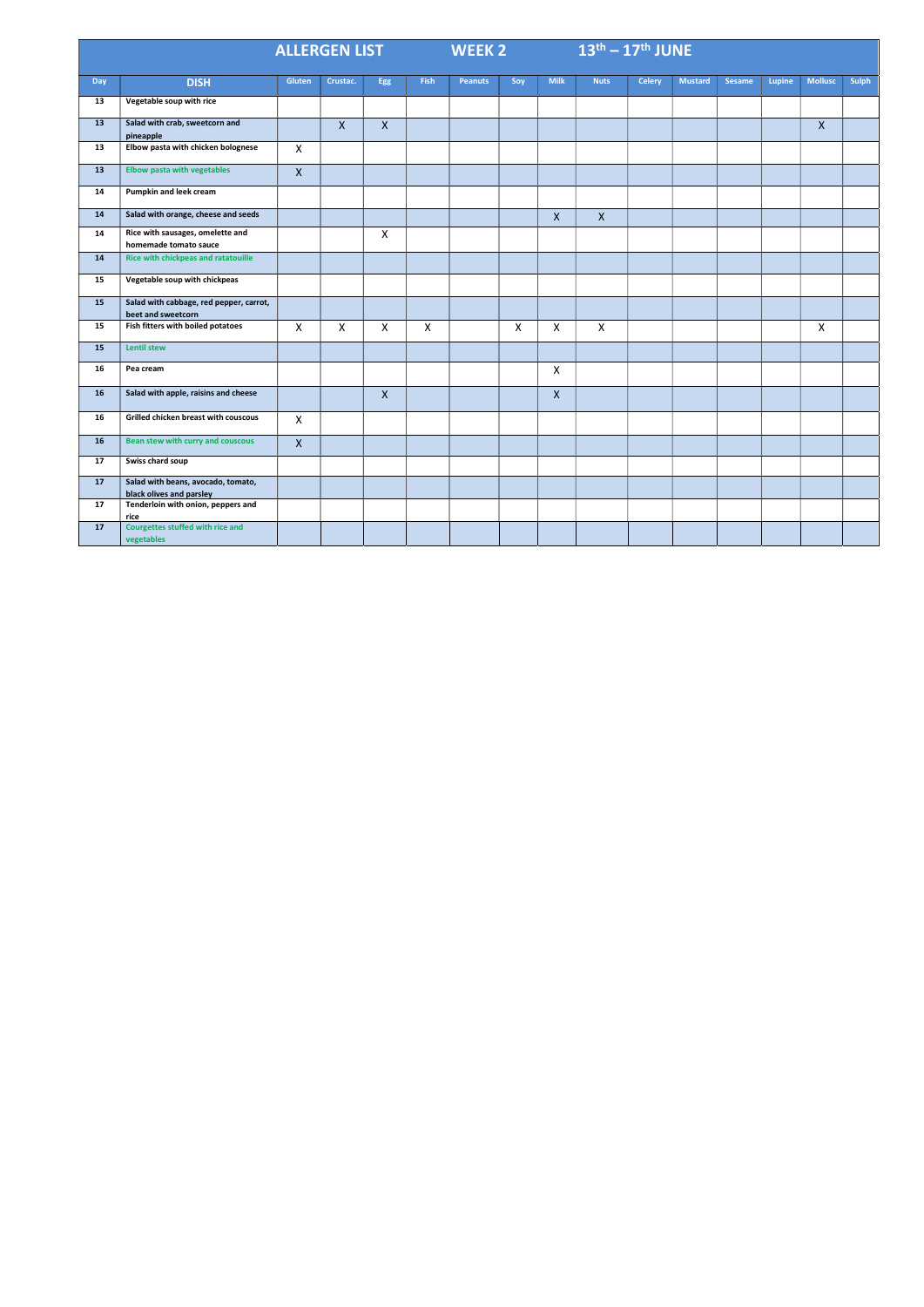# ALLERGEN LIST WEEK 2 13th – 17th JUNE

| Day | DISH | Gluten | Crustac. | Egg | Fish | Peanuts | Soy | Milk | Nuts | Celery | Mustard | Sesame | Lupine | Mollusc | Sulph |
|---|---|---|---|---|---|---|---|---|---|---|---|---|---|---|---|
| 13 | Vegetable soup with rice | | | | | | | | | | | | | | |
| 13 | Salad with crab, sweetcorn and pineapple | | X | X | | | | | | | | | | X | |
| 13 | Elbow pasta with chicken bolognese | X | | | | | | | | | | | | | |
| 13 | Elbow pasta with vegetables | X | | | | | | | | | | | | | |
| 14 | Pumpkin and leek cream | | | | | | | | | | | | | | |
| 14 | Salad with orange, cheese and seeds | | | | | | | X | X | | | | | | |
| 14 | Rice with sausages, omelette and homemade tomato sauce | | | X | | | | | | | | | | | |
| 14 | Rice with chickpeas and ratatouille | | | | | | | | | | | | | | |
| 15 | Vegetable soup with chickpeas | | | | | | | | | | | | | | |
| 15 | Salad with cabbage, red pepper, carrot, beet and sweetcorn | | | | | | | | | | | | | | |
| 15 | Fish fitters with boiled potatoes | X | X | X | X | | X | X | X | | | | | X | |
| 15 | Lentil stew | | | | | | | | | | | | | | |
| 16 | Pea cream | | | | | | | X | | | | | | | |
| 16 | Salad with apple, raisins and cheese | | | X | | | | X | | | | | | | |
| 16 | Grilled chicken breast with couscous | X | | | | | | | | | | | | | |
| 16 | Bean stew with curry and couscous | X | | | | | | | | | | | | | |
| 17 | Swiss chard soup | | | | | | | | | | | | | | |
| 17 | Salad with beans, avocado, tomato, black olives and parsley | | | | | | | | | | | | | | |
| 17 | Tenderloin with onion, peppers and rice | | | | | | | | | | | | | | |
| 17 | Courgettes stuffed with rice and vegetables | | | | | | | | | | | | | | |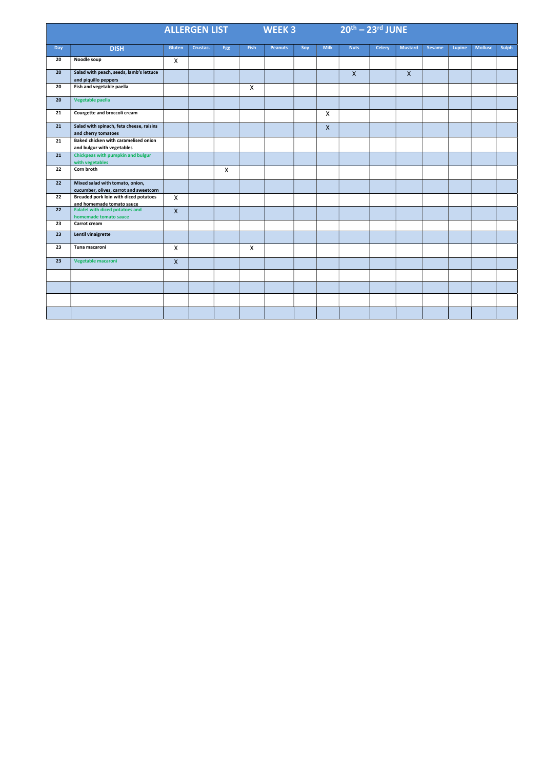# ALLERGEN LIST WEEK 3 20th – 23rd JUNE

| Day | DISH | Gluten | Crustac. | Egg | Fish | Peanuts | Soy | Milk | Nuts | Celery | Mustard | Sesame | Lupine | Mollusc | Sulph |
|---|---|---|---|---|---|---|---|---|---|---|---|---|---|---|---|
| 20 | Noodle soup | X | | | | | | | | | | | | | |
| 20 | Salad with peach, seeds, lamb's lettuce and piquillo peppers | | | | | | | | X | | X | | | | |
| 20 | Fish and vegetable paella | | | | X | | | | | | | | | | |
| 20 | Vegetable paella | | | | | | | | | | | | | | |
| 21 | Courgette and broccoli cream | | | | | | | X | | | | | | | |
| 21 | Salad with spinach, feta cheese, raisins and cherry tomatoes | | | | | | | X | | | | | | | |
| 21 | Baked chicken with caramelised onion and bulgur with vegetables | | | | | | | | | | | | | | |
| 21 | Chickpeas with pumpkin and bulgur with vegetables | | | | | | | | | | | | | | |
| 22 | Corn broth | | | X | | | | | | | | | | | |
| 22 | Mixed salad with tomato, onion, cucumber, olives, carrot and sweetcorn | | | | | | | | | | | | | | |
| 22 | Breaded pork loin with diced potatoes and homemade tomato sauce | X | | | | | | | | | | | | | |
| 22 | Falafel with diced potatoes and homemade tomato sauce | X | | | | | | | | | | | | | |
| 23 | Carrot cream | | | | | | | | | | | | | | |
| 23 | Lentil vinaigrette | | | | | | | | | | | | | | |
| 23 | Tuna macaroni | X | | | X | | | | | | | | | | |
| 23 | Vegetable macaroni | X | | | | | | | | | | | | | |
| | | | | | | | | | | | | | | | |
| | | | | | | | | | | | | | | | |
| | | | | | | | | | | | | | | | |
| | | | | | | | | | | | | | | | |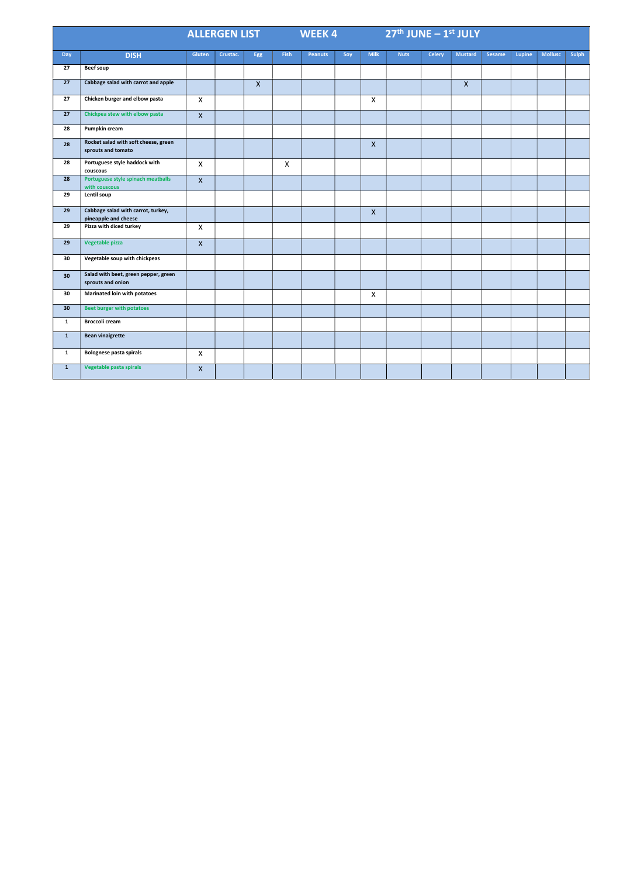# ALLERGEN LIST WEEK 4 27th JUNE – 1st JULY

| Day | DISH | Gluten | Crustac. | Egg | Fish | Peanuts | Soy | Milk | Nuts | Celery | Mustard | Sesame | Lupine | Mollusc | Sulph |
|---|---|---|---|---|---|---|---|---|---|---|---|---|---|---|---|
| 27 | Beef soup | | | | | | | | | | | | | | |
| 27 | Cabbage salad with carrot and apple | | | X | | | | | | | X | | | | |
| 27 | Chicken burger and elbow pasta | X | | | | | | X | | | | | | | |
| 27 | Chickpea stew with elbow pasta | X | | | | | | | | | | | | | |
| 28 | Pumpkin cream | | | | | | | | | | | | | | |
| 28 | Rocket salad with soft cheese, green sprouts and tomato | | | | | | | X | | | | | | | |
| 28 | Portuguese style haddock with couscous | X | | | X | | | | | | | | | | |
| 28 | Portuguese style spinach meatballs with couscous | X | | | | | | | | | | | | | |
| 29 | Lentil soup | | | | | | | | | | | | | | |
| 29 | Cabbage salad with carrot, turkey, pineapple and cheese | | | | | | | X | | | | | | | |
| 29 | Pizza with diced turkey | X | | | | | | | | | | | | | |
| 29 | Vegetable pizza | X | | | | | | | | | | | | | |
| 30 | Vegetable soup with chickpeas | | | | | | | | | | | | | | |
| 30 | Salad with beet, green pepper, green sprouts and onion | | | | | | | | | | | | | | |
| 30 | Marinated loin with potatoes | | | | | | | X | | | | | | | |
| 30 | Beet burger with potatoes | | | | | | | | | | | | | | |
| 1 | Broccoli cream | | | | | | | | | | | | | | |
| 1 | Bean vinaigrette | | | | | | | | | | | | | | |
| 1 | Bolognese pasta spirals | X | | | | | | | | | | | | | |
| 1 | Vegetable pasta spirals | X | | | | | | | | | | | | | |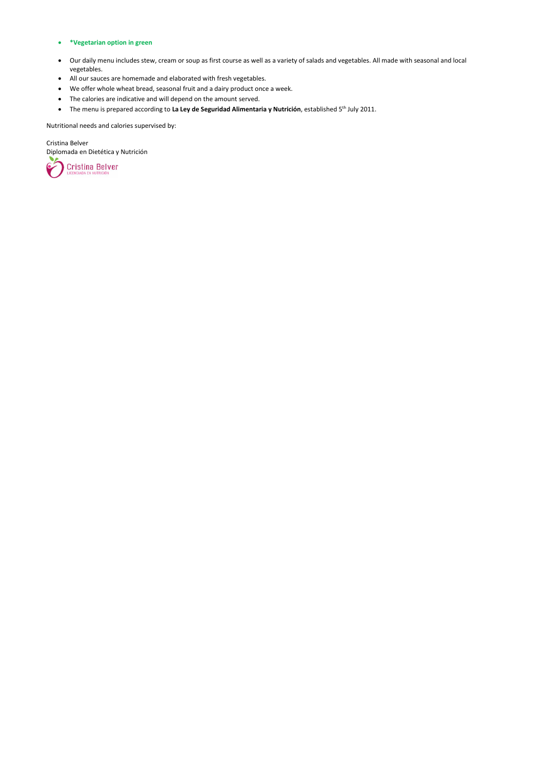- ***Vegetarian option in green**

- Our daily menu includes stew, cream or soup as first course as well as a variety of salads and vegetables. All made with seasonal and local vegetables.
- All our sauces are homemade and elaborated with fresh vegetables.
- We offer whole wheat bread, seasonal fruit and a dairy product once a week.
- The calories are indicative and will depend on the amount served.
- The menu is prepared according to **La Ley de Seguridad Alimentaria y Nutrición**, established 5th July 2011.

Nutritional needs and calories supervised by:

Cristina Belver
Diplomada en Dietética y Nutrición

Cristina Belver
LICENCIADA EN NUTRICIÓN